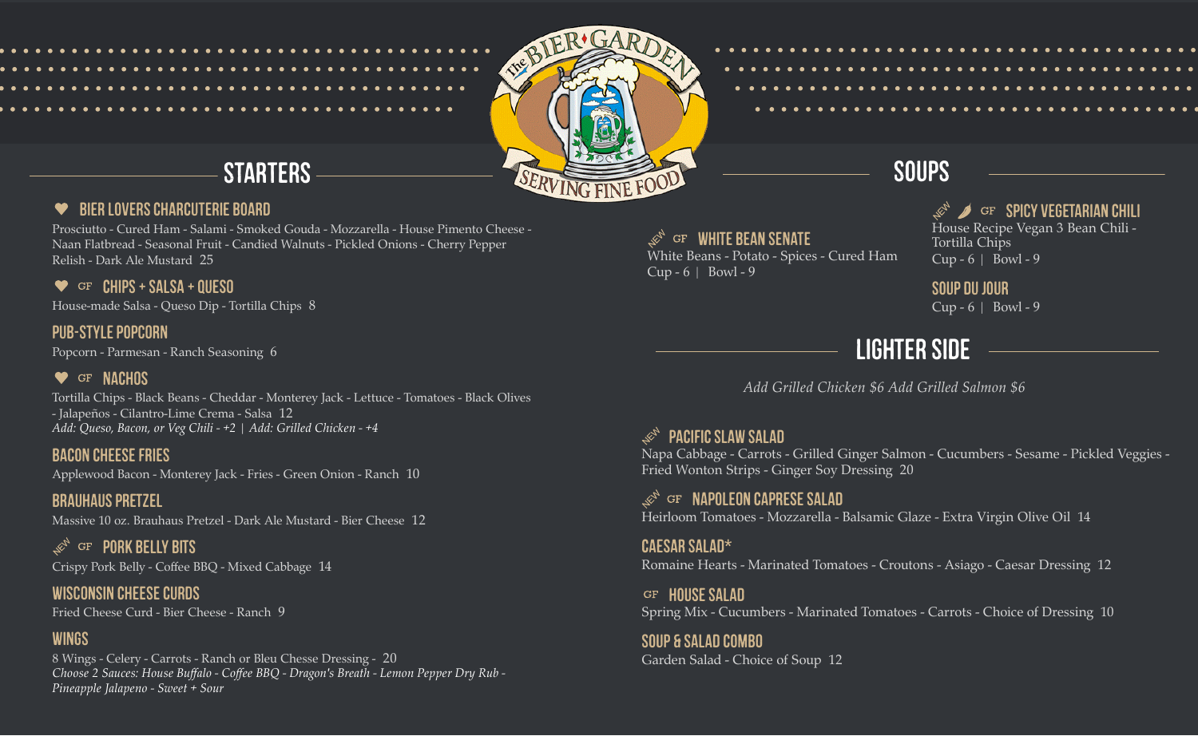# The Bier Garden

Serving Fine Food

## STARTERS

### ♥ BIER LOVERS CHARCUTERIE BOARD

Prosciutto - Cured Ham - Salami - Smoked Gouda - Mozzarella - House Pimento Cheese - Naan Flatbread - Seasonal Fruit - Candied Walnuts - Pickled Onions - Cherry Pepper Relish - Dark Ale Mustard 25

### ♥ GF CHIPS + SALSA + QUESO

House-made Salsa - Queso Dip - Tortilla Chips 8

### PUB-STYLE POPCORN

Popcorn - Parmesan - Ranch Seasoning 6

### ♥ GF NACHOS

Tortilla Chips - Black Beans - Cheddar - Monterey Jack - Lettuce - Tomatoes - Black Olives - Jalapeños - Cilantro-Lime Crema - Salsa 12

*Add: Queso, Bacon, or Veg Chili - +2 | Add: Grilled Chicken - +4*

### BACON CHEESE FRIES

Applewood Bacon - Monterey Jack - Fries - Green Onion - Ranch 10

### BRAUHAUS PRETZEL

Massive 10 oz. Brauhaus Pretzel - Dark Ale Mustard - Bier Cheese 12

### NEW GF PORK BELLY BITS

Crispy Pork Belly - Coffee BBQ - Mixed Cabbage 14

### WISCONSIN CHEESE CURDS

Fried Cheese Curd - Bier Cheese - Ranch 9

### WINGS

8 Wings - Celery - Carrots - Ranch or Bleu Chesse Dressing - 20

*Choose 2 Sauces: House Buffalo - Coffee BBQ - Dragon's Breath - Lemon Pepper Dry Rub - Pineapple Jalapeno - Sweet + Sour*

## SOUPS

### NEW GF WHITE BEAN SENATE

White Beans - Potato - Spices - Cured Ham

Cup - 6 | Bowl - 9

### NEW GF SPICY VEGETARIAN CHILI

House Recipe Vegan 3 Bean Chili - Tortilla Chips

Cup - 6 | Bowl - 9

### SOUP DU JOUR

Cup - 6 | Bowl - 9

## LIGHTER SIDE

*Add Grilled Chicken $6 Add Grilled Salmon $6*

### NEW PACIFIC SLAW SALAD

Napa Cabbage - Carrots - Grilled Ginger Salmon - Cucumbers - Sesame - Pickled Veggies - Fried Wonton Strips - Ginger Soy Dressing 20

### NEW GF NAPOLEON CAPRESE SALAD

Heirloom Tomatoes - Mozzarella - Balsamic Glaze - Extra Virgin Olive Oil 14

### CAESAR SALAD*

Romaine Hearts - Marinated Tomatoes - Croutons - Asiago - Caesar Dressing 12

### GF HOUSE SALAD

Spring Mix - Cucumbers - Marinated Tomatoes - Carrots - Choice of Dressing 10

### SOUP & SALAD COMBO

Garden Salad - Choice of Soup 12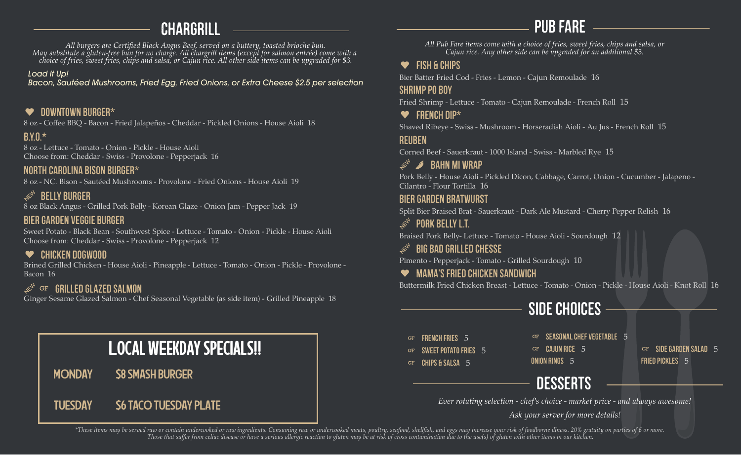## CHARGRILL

*All burgers are Certified Black Angus Beef, served on a buttery, toasted brioche bun. May substitute a gluten-free bun for no charge. All chargrill items (except for salmon entrée) come with a choice of fries, sweet fries, chips and salsa, or Cajun rice. All other side items can be upgraded for $3.*

*Load It Up!*
*Bacon, Sautéed Mushrooms, Fried Egg, Fried Onions, or Extra Cheese $2.5 per selection*

### ♥ DOWNTOWN BURGER*
8 oz - Coffee BBQ - Bacon - Fried Jalapeños - Cheddar - Pickled Onions - House Aioli 18

### B.Y.O.*
8 oz - Lettuce - Tomato - Onion - Pickle - House Aioli
Choose from: Cheddar - Swiss - Provolone - Pepperjack 16

### NORTH CAROLINA BISON BURGER*
8 oz - NC. Bison - Sautéed Mushrooms - Provolone - Fried Onions - House Aioli 19

### NEW BELLY BURGER
8 oz Black Angus - Grilled Pork Belly - Korean Glaze - Onion Jam - Pepper Jack 19

### BIER GARDEN VEGGIE BURGER
Sweet Potato - Black Bean - Southwest Spice - Lettuce - Tomato - Onion - Pickle - House Aioli
Choose from: Cheddar - Swiss - Provolone - Pepperjack 12

### ♥ CHICKEN DOGWOOD
Brined Grilled Chicken - House Aioli - Pineapple - Lettuce - Tomato - Onion - Pickle - Provolone - Bacon 16

### NEW GF GRILLED GLAZED SALMON
Ginger Sesame Glazed Salmon - Chef Seasonal Vegetable (as side item) - Grilled Pineapple 18

## LOCAL WEEKDAY SPECIALS!!

**MONDAY** $8 SMASH BURGER

**TUESDAY** $6 TACO TUESDAY PLATE

## PUB FARE

*All Pub Fare items come with a choice of fries, sweet fries, chips and salsa, or Cajun rice. Any other side can be upgraded for an additional $3.*

### ♥ FISH & CHIPS
Bier Batter Fried Cod - Fries - Lemon - Cajun Remoulade 16

### SHRIMP PO BOY
Fried Shrimp - Lettuce - Tomato - Cajun Remoulade - French Roll 15

### ♥ FRENCH DIP*
Shaved Ribeye - Swiss - Mushroom - Horseradish Aioli - Au Jus - French Roll 15

### REUBEN
Corned Beef - Sauerkraut - 1000 Island - Swiss - Marbled Rye 15

### NEW BAHN MI WRAP
Pork Belly - House Aioli - Pickled Dicon, Cabbage, Carrot, Onion - Cucumber - Jalapeno - Cilantro - Flour Tortilla 16

### BIER GARDEN BRATWURST
Split Bier Braised Brat - Sauerkraut - Dark Ale Mustard - Cherry Pepper Relish 16

### NEW PORK BELLY L.T.
Braised Pork Belly- Lettuce - Tomato - House Aioli - Sourdough 12

### NEW BIG BAD GRILLED CHESSE
Pimento - Pepperjack - Tomato - Grilled Sourdough 10

### ♥ MAMA'S FRIED CHICKEN SANDWICH
Buttermilk Fried Chicken Breast - Lettuce - Tomato - Onion - Pickle - House Aioli - Knot Roll 16

## SIDE CHOICES

- GF FRENCH FRIES 5
- GF SWEET POTATO FRIES 5
- GF CHIPS & SALSA 5
- GF SEASONAL CHEF VEGETABLE 5
- GF CAJUN RICE 5
- ONION RINGS 5
- GF SIDE GARDEN SALAD 5
- FRIED PICKLES 5

## DESSERTS

*Ever rotating selection - chef's choice - market price - and always awesome!*

*Ask your server for more details!*

*\*These items may be served raw or contain undercooked or raw ingredients. Consuming raw or undercooked meats, poultry, seafood, shellfish, and eggs may increase your risk of foodborne illness. 20% gratuity on parties of 6 or more. Those that suffer from celiac disease or have a serious allergic reaction to gluten may be at risk of cross contamination due to the use(s) of gluten with other items in our kitchen.*